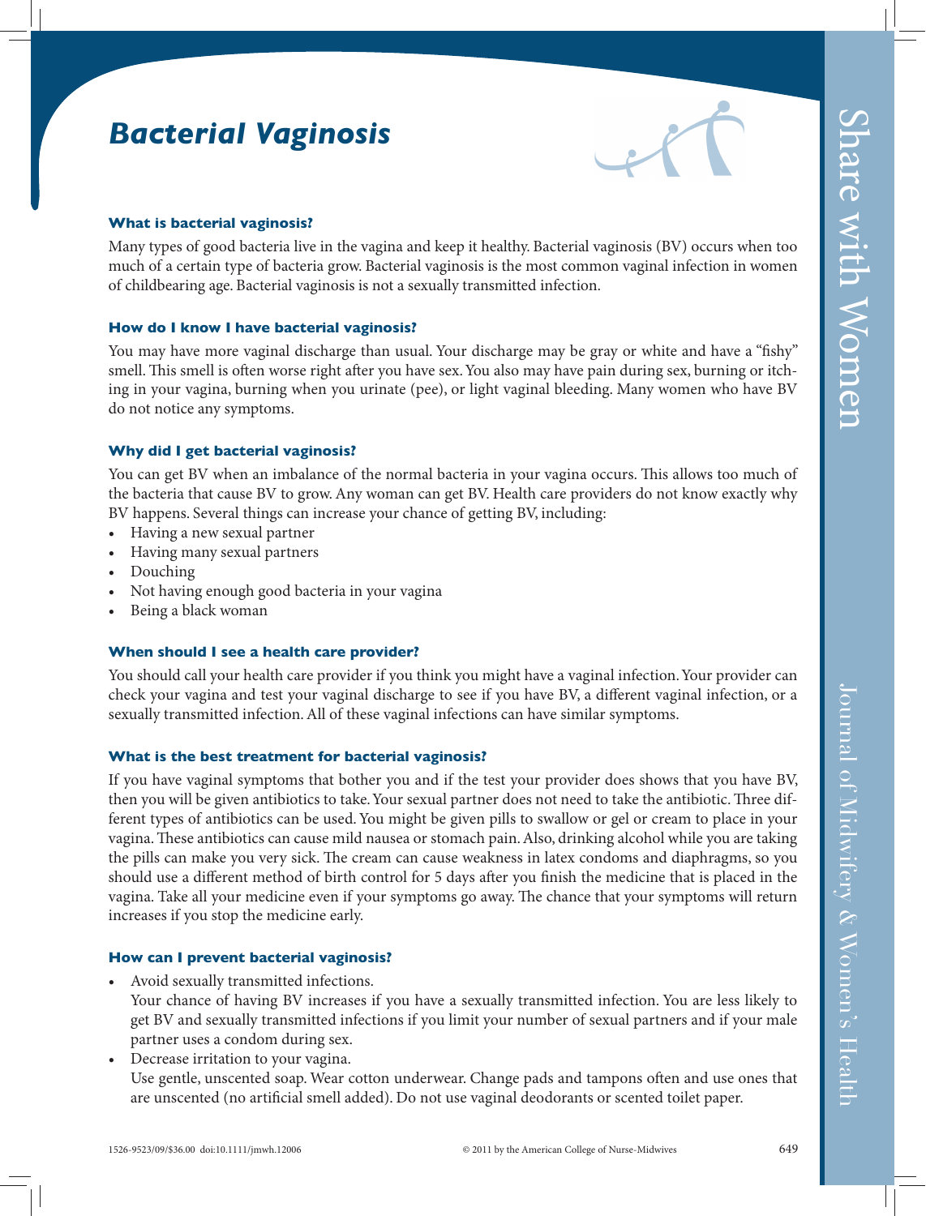# Bacterial Vaginosis

### What is bacterial vaginosis?

Many types of good bacteria live in the vagina and keep it healthy. Bacterial vaginosis (BV) occurs when too much of a certain type of bacteria grow. Bacterial vaginosis is the most common vaginal infection in women of childbearing age. Bacterial vaginosis is not a sexually transmitted infection.

### How do I know I have bacterial vaginosis?

You may have more vaginal discharge than usual. Your discharge may be gray or white and have a "fishy" smell. This smell is often worse right after you have sex. You also may have pain during sex, burning or itching in your vagina, burning when you urinate (pee), or light vaginal bleeding. Many women who have BV do not notice any symptoms.

### Why did I get bacterial vaginosis?

You can get BV when an imbalance of the normal bacteria in your vagina occurs. This allows too much of the bacteria that cause BV to grow. Any woman can get BV. Health care providers do not know exactly why BV happens. Several things can increase your chance of getting BV, including:

- Having a new sexual partner
- Having many sexual partners
- Douching
- Not having enough good bacteria in your vagina
- Being a black woman

### When should I see a health care provider?

You should call your health care provider if you think you might have a vaginal infection. Your provider can check your vagina and test your vaginal discharge to see if you have BV, a different vaginal infection, or a sexually transmitted infection. All of these vaginal infections can have similar symptoms.

### What is the best treatment for bacterial vaginosis?

If you have vaginal symptoms that bother you and if the test your provider does shows that you have BV, then you will be given antibiotics to take. Your sexual partner does not need to take the antibiotic. Three different types of antibiotics can be used. You might be given pills to swallow or gel or cream to place in your vagina. These antibiotics can cause mild nausea or stomach pain. Also, drinking alcohol while you are taking the pills can make you very sick. The cream can cause weakness in latex condoms and diaphragms, so you should use a different method of birth control for 5 days after you finish the medicine that is placed in the vagina. Take all your medicine even if your symptoms go away. The chance that your symptoms will return increases if you stop the medicine early.

### How can I prevent bacterial vaginosis?

- Avoid sexually transmitted infections.
  Your chance of having BV increases if you have a sexually transmitted infection. You are less likely to get BV and sexually transmitted infections if you limit your number of sexual partners and if your male partner uses a condom during sex.
- Decrease irritation to your vagina.
  Use gentle, unscented soap. Wear cotton underwear. Change pads and tampons often and use ones that are unscented (no artificial smell added). Do not use vaginal deodorants or scented toilet paper.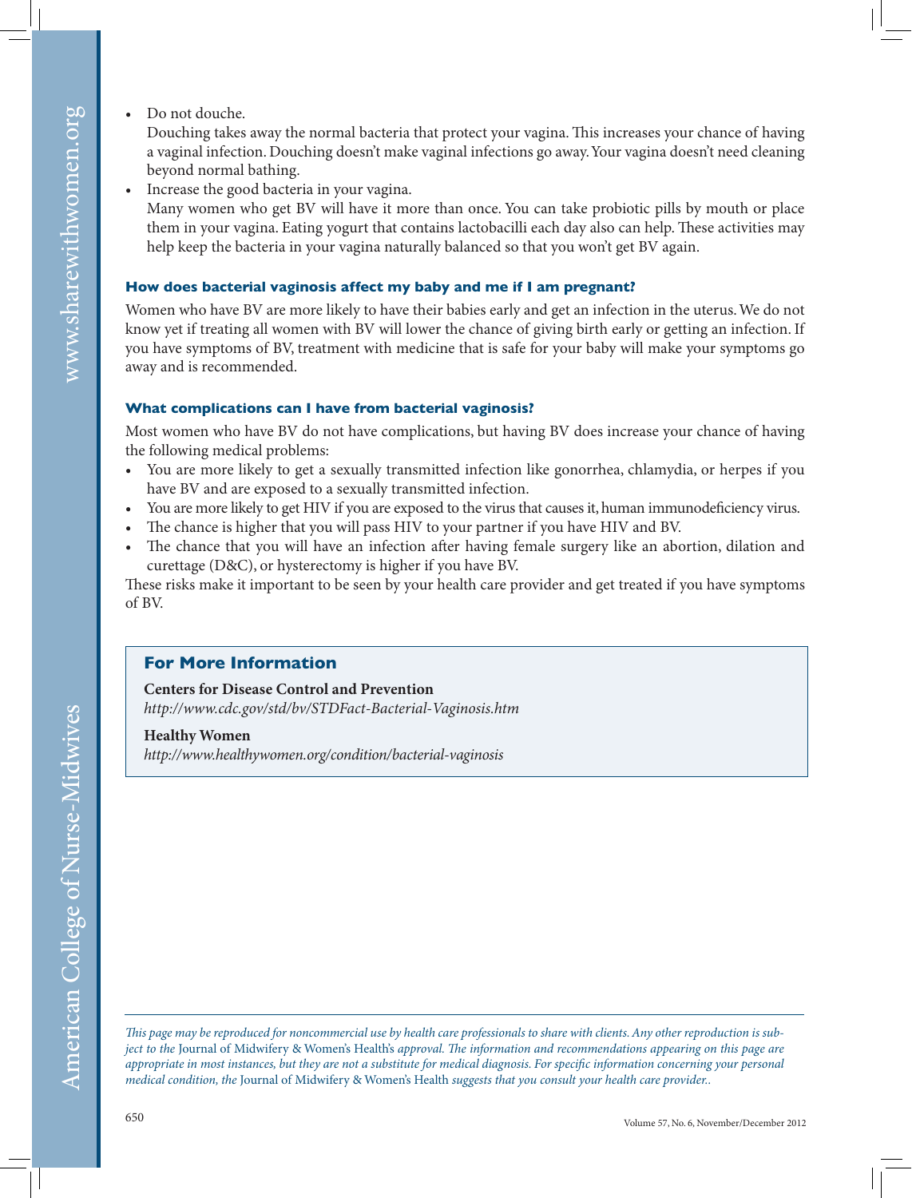- Do not douche.
  Douching takes away the normal bacteria that protect your vagina. This increases your chance of having a vaginal infection. Douching doesn't make vaginal infections go away. Your vagina doesn't need cleaning beyond normal bathing.
- Increase the good bacteria in your vagina.
  Many women who get BV will have it more than once. You can take probiotic pills by mouth or place them in your vagina. Eating yogurt that contains lactobacilli each day also can help. These activities may help keep the bacteria in your vagina naturally balanced so that you won't get BV again.

### How does bacterial vaginosis affect my baby and me if I am pregnant?

Women who have BV are more likely to have their babies early and get an infection in the uterus. We do not know yet if treating all women with BV will lower the chance of giving birth early or getting an infection. If you have symptoms of BV, treatment with medicine that is safe for your baby will make your symptoms go away and is recommended.

### What complications can I have from bacterial vaginosis?

Most women who have BV do not have complications, but having BV does increase your chance of having the following medical problems:

- You are more likely to get a sexually transmitted infection like gonorrhea, chlamydia, or herpes if you have BV and are exposed to a sexually transmitted infection.
- You are more likely to get HIV if you are exposed to the virus that causes it, human immunodeficiency virus.
- The chance is higher that you will pass HIV to your partner if you have HIV and BV.
- The chance that you will have an infection after having female surgery like an abortion, dilation and curettage (D&C), or hysterectomy is higher if you have BV.

These risks make it important to be seen by your health care provider and get treated if you have symptoms of BV.

## For More Information

**Centers for Disease Control and Prevention**
*http://www.cdc.gov/std/bv/STDFact-Bacterial-Vaginosis.htm*

**Healthy Women**
*http://www.healthywomen.org/condition/bacterial-vaginosis*

*This page may be reproduced for noncommercial use by health care professionals to share with clients. Any other reproduction is subject to the* Journal of Midwifery & Women's Health's *approval. The information and recommendations appearing on this page are appropriate in most instances, but they are not a substitute for medical diagnosis. For specific information concerning your personal medical condition, the* Journal of Midwifery & Women's Health *suggests that you consult your health care provider..*